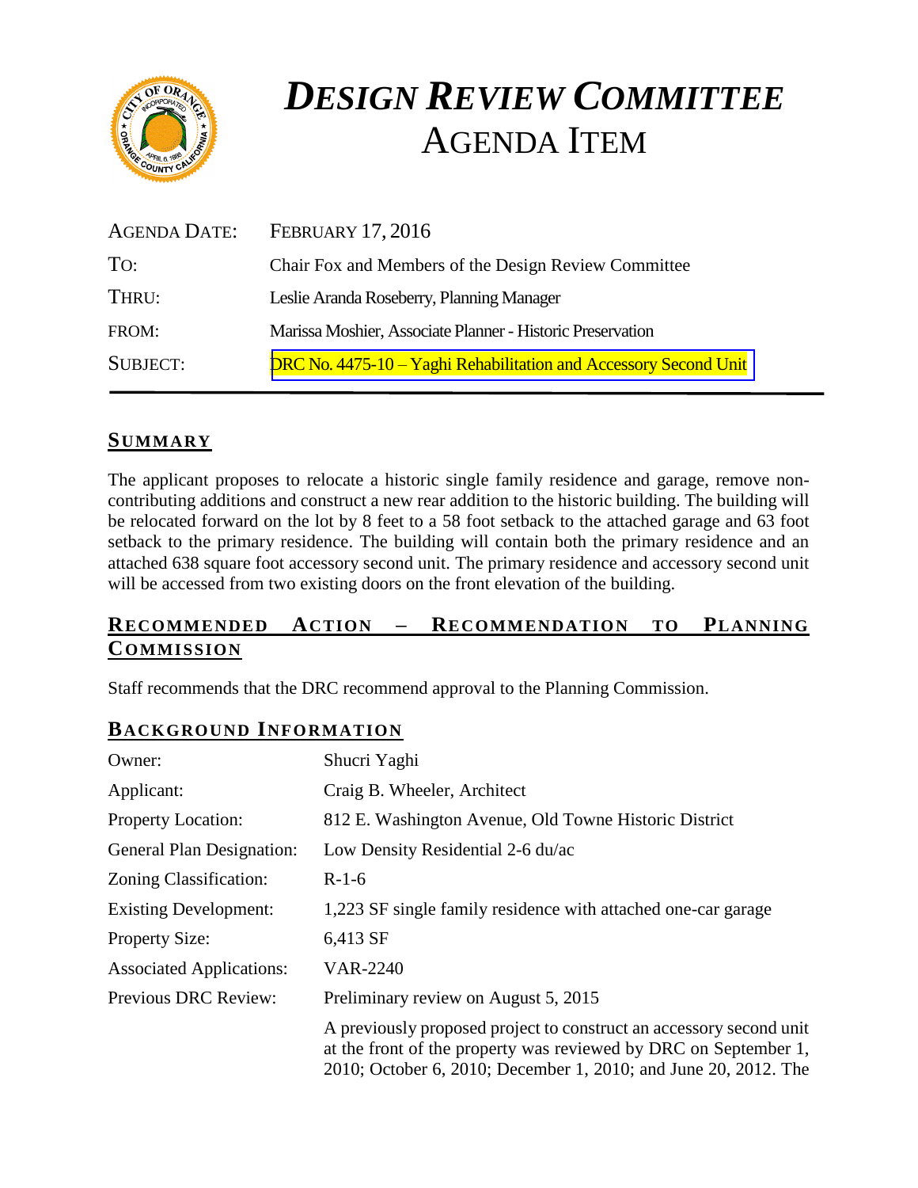# *DESIGN REVIEW COMMITTEE*
# AGENDA ITEM

| | |
|---|---|
| AGENDA DATE: | FEBRUARY 17, 2016 |
| TO: | Chair Fox and Members of the Design Review Committee |
| THRU: | Leslie Aranda Roseberry, Planning Manager |
| FROM: | Marissa Moshier, Associate Planner - Historic Preservation |
| SUBJECT: | DRC No. 4475-10 – Yaghi Rehabilitation and Accessory Second Unit |

## SUMMARY

The applicant proposes to relocate a historic single family residence and garage, remove non-contributing additions and construct a new rear addition to the historic building. The building will be relocated forward on the lot by 8 feet to a 58 foot setback to the attached garage and 63 foot setback to the primary residence. The building will contain both the primary residence and an attached 638 square foot accessory second unit. The primary residence and accessory second unit will be accessed from two existing doors on the front elevation of the building.

## RECOMMENDED ACTION – RECOMMENDATION TO PLANNING COMMISSION

Staff recommends that the DRC recommend approval to the Planning Commission.

## BACKGROUND INFORMATION

| | |
|---|---|
| Owner: | Shucri Yaghi |
| Applicant: | Craig B. Wheeler, Architect |
| Property Location: | 812 E. Washington Avenue, Old Towne Historic District |
| General Plan Designation: | Low Density Residential 2-6 du/ac |
| Zoning Classification: | R-1-6 |
| Existing Development: | 1,223 SF single family residence with attached one-car garage |
| Property Size: | 6,413 SF |
| Associated Applications: | VAR-2240 |
| Previous DRC Review: | Preliminary review on August 5, 2015 |
| | A previously proposed project to construct an accessory second unit at the front of the property was reviewed by DRC on September 1, 2010; October 6, 2010; December 1, 2010; and June 20, 2012. The |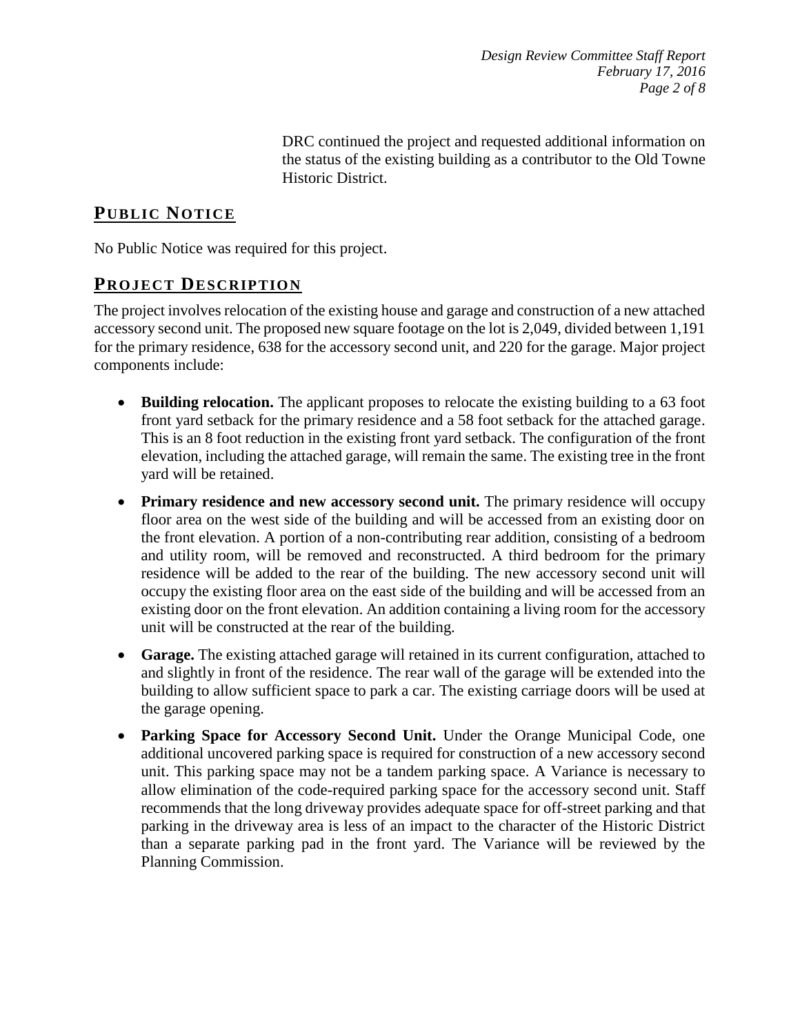DRC continued the project and requested additional information on the status of the existing building as a contributor to the Old Towne Historic District.

## PUBLIC NOTICE

No Public Notice was required for this project.

## PROJECT DESCRIPTION

The project involves relocation of the existing house and garage and construction of a new attached accessory second unit. The proposed new square footage on the lot is 2,049, divided between 1,191 for the primary residence, 638 for the accessory second unit, and 220 for the garage. Major project components include:

- **Building relocation.** The applicant proposes to relocate the existing building to a 63 foot front yard setback for the primary residence and a 58 foot setback for the attached garage. This is an 8 foot reduction in the existing front yard setback. The configuration of the front elevation, including the attached garage, will remain the same. The existing tree in the front yard will be retained.
- **Primary residence and new accessory second unit.** The primary residence will occupy floor area on the west side of the building and will be accessed from an existing door on the front elevation. A portion of a non-contributing rear addition, consisting of a bedroom and utility room, will be removed and reconstructed. A third bedroom for the primary residence will be added to the rear of the building. The new accessory second unit will occupy the existing floor area on the east side of the building and will be accessed from an existing door on the front elevation. An addition containing a living room for the accessory unit will be constructed at the rear of the building.
- **Garage.** The existing attached garage will retained in its current configuration, attached to and slightly in front of the residence. The rear wall of the garage will be extended into the building to allow sufficient space to park a car. The existing carriage doors will be used at the garage opening.
- **Parking Space for Accessory Second Unit.** Under the Orange Municipal Code, one additional uncovered parking space is required for construction of a new accessory second unit. This parking space may not be a tandem parking space. A Variance is necessary to allow elimination of the code-required parking space for the accessory second unit. Staff recommends that the long driveway provides adequate space for off-street parking and that parking in the driveway area is less of an impact to the character of the Historic District than a separate parking pad in the front yard. The Variance will be reviewed by the Planning Commission.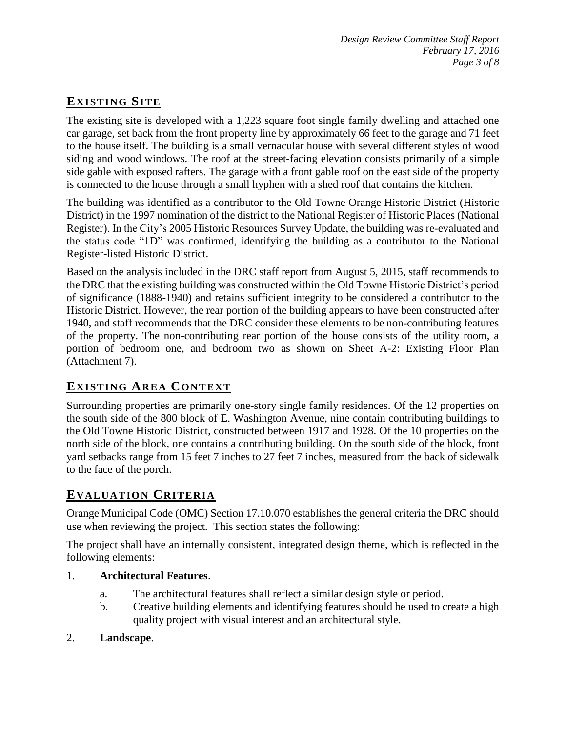## Existing Site

The existing site is developed with a 1,223 square foot single family dwelling and attached one car garage, set back from the front property line by approximately 66 feet to the garage and 71 feet to the house itself. The building is a small vernacular house with several different styles of wood siding and wood windows. The roof at the street-facing elevation consists primarily of a simple side gable with exposed rafters. The garage with a front gable roof on the east side of the property is connected to the house through a small hyphen with a shed roof that contains the kitchen.

The building was identified as a contributor to the Old Towne Orange Historic District (Historic District) in the 1997 nomination of the district to the National Register of Historic Places (National Register). In the City's 2005 Historic Resources Survey Update, the building was re-evaluated and the status code "1D" was confirmed, identifying the building as a contributor to the National Register-listed Historic District.

Based on the analysis included in the DRC staff report from August 5, 2015, staff recommends to the DRC that the existing building was constructed within the Old Towne Historic District's period of significance (1888-1940) and retains sufficient integrity to be considered a contributor to the Historic District. However, the rear portion of the building appears to have been constructed after 1940, and staff recommends that the DRC consider these elements to be non-contributing features of the property. The non-contributing rear portion of the house consists of the utility room, a portion of bedroom one, and bedroom two as shown on Sheet A-2: Existing Floor Plan (Attachment 7).

## Existing Area Context

Surrounding properties are primarily one-story single family residences. Of the 12 properties on the south side of the 800 block of E. Washington Avenue, nine contain contributing buildings to the Old Towne Historic District, constructed between 1917 and 1928. Of the 10 properties on the north side of the block, one contains a contributing building. On the south side of the block, front yard setbacks range from 15 feet 7 inches to 27 feet 7 inches, measured from the back of sidewalk to the face of the porch.

## Evaluation Criteria

Orange Municipal Code (OMC) Section 17.10.070 establishes the general criteria the DRC should use when reviewing the project. This section states the following:

The project shall have an internally consistent, integrated design theme, which is reflected in the following elements:

1. **Architectural Features**.
   a. The architectural features shall reflect a similar design style or period.
   b. Creative building elements and identifying features should be used to create a high quality project with visual interest and an architectural style.
2. **Landscape**.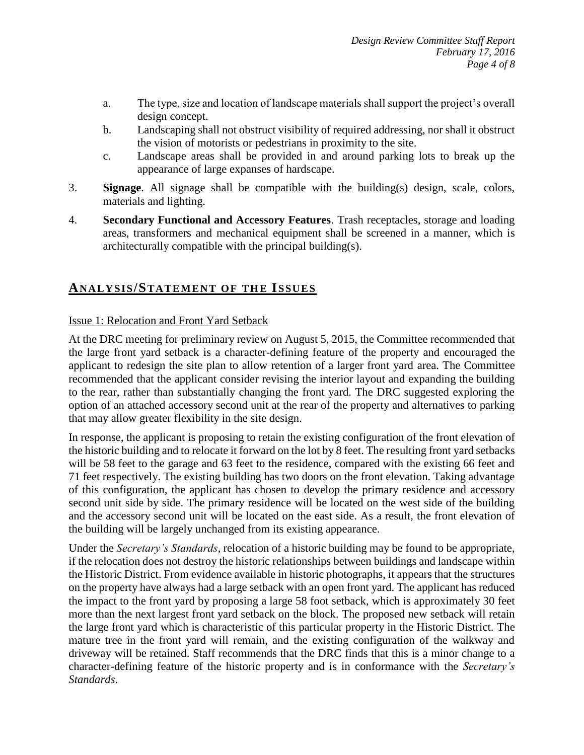a. The type, size and location of landscape materials shall support the project's overall design concept.

b. Landscaping shall not obstruct visibility of required addressing, nor shall it obstruct the vision of motorists or pedestrians in proximity to the site.

c. Landscape areas shall be provided in and around parking lots to break up the appearance of large expanses of hardscape.

3. **Signage**. All signage shall be compatible with the building(s) design, scale, colors, materials and lighting.

4. **Secondary Functional and Accessory Features**. Trash receptacles, storage and loading areas, transformers and mechanical equipment shall be screened in a manner, which is architecturally compatible with the principal building(s).

## ANALYSIS/STATEMENT OF THE ISSUES

### Issue 1: Relocation and Front Yard Setback

At the DRC meeting for preliminary review on August 5, 2015, the Committee recommended that the large front yard setback is a character-defining feature of the property and encouraged the applicant to redesign the site plan to allow retention of a larger front yard area. The Committee recommended that the applicant consider revising the interior layout and expanding the building to the rear, rather than substantially changing the front yard. The DRC suggested exploring the option of an attached accessory second unit at the rear of the property and alternatives to parking that may allow greater flexibility in the site design.

In response, the applicant is proposing to retain the existing configuration of the front elevation of the historic building and to relocate it forward on the lot by 8 feet. The resulting front yard setbacks will be 58 feet to the garage and 63 feet to the residence, compared with the existing 66 feet and 71 feet respectively. The existing building has two doors on the front elevation. Taking advantage of this configuration, the applicant has chosen to develop the primary residence and accessory second unit side by side. The primary residence will be located on the west side of the building and the accessory second unit will be located on the east side. As a result, the front elevation of the building will be largely unchanged from its existing appearance.

Under the *Secretary's Standards*, relocation of a historic building may be found to be appropriate, if the relocation does not destroy the historic relationships between buildings and landscape within the Historic District. From evidence available in historic photographs, it appears that the structures on the property have always had a large setback with an open front yard. The applicant has reduced the impact to the front yard by proposing a large 58 foot setback, which is approximately 30 feet more than the next largest front yard setback on the block. The proposed new setback will retain the large front yard which is characteristic of this particular property in the Historic District. The mature tree in the front yard will remain, and the existing configuration of the walkway and driveway will be retained. Staff recommends that the DRC finds that this is a minor change to a character-defining feature of the historic property and is in conformance with the *Secretary's Standards*.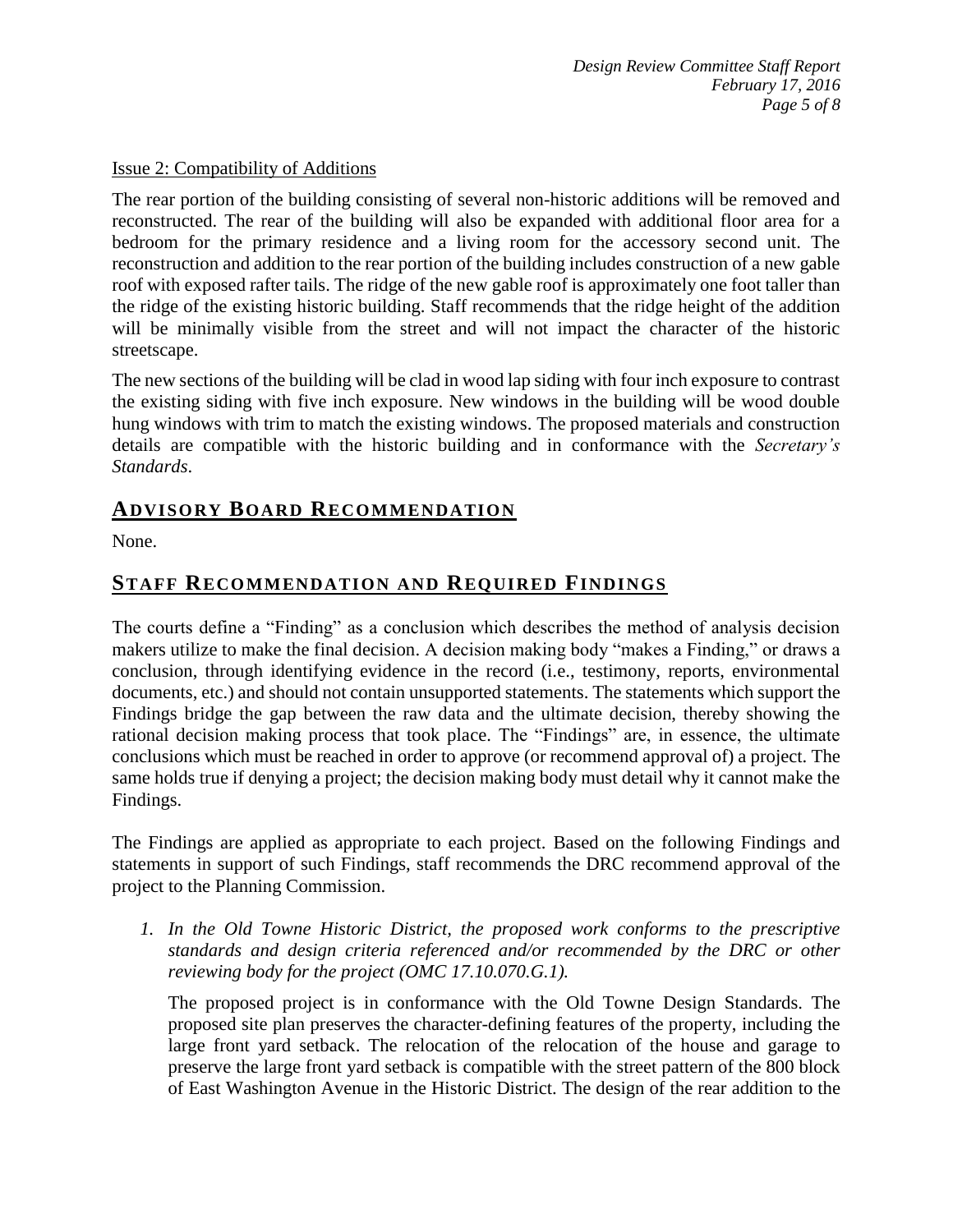Issue 2: Compatibility of Additions

The rear portion of the building consisting of several non-historic additions will be removed and reconstructed. The rear of the building will also be expanded with additional floor area for a bedroom for the primary residence and a living room for the accessory second unit. The reconstruction and addition to the rear portion of the building includes construction of a new gable roof with exposed rafter tails. The ridge of the new gable roof is approximately one foot taller than the ridge of the existing historic building. Staff recommends that the ridge height of the addition will be minimally visible from the street and will not impact the character of the historic streetscape.

The new sections of the building will be clad in wood lap siding with four inch exposure to contrast the existing siding with five inch exposure. New windows in the building will be wood double hung windows with trim to match the existing windows. The proposed materials and construction details are compatible with the historic building and in conformance with the *Secretary's Standards*.

## ADVISORY BOARD RECOMMENDATION

None.

## STAFF RECOMMENDATION AND REQUIRED FINDINGS

The courts define a "Finding" as a conclusion which describes the method of analysis decision makers utilize to make the final decision. A decision making body "makes a Finding," or draws a conclusion, through identifying evidence in the record (i.e., testimony, reports, environmental documents, etc.) and should not contain unsupported statements. The statements which support the Findings bridge the gap between the raw data and the ultimate decision, thereby showing the rational decision making process that took place. The "Findings" are, in essence, the ultimate conclusions which must be reached in order to approve (or recommend approval of) a project. The same holds true if denying a project; the decision making body must detail why it cannot make the Findings.

The Findings are applied as appropriate to each project. Based on the following Findings and statements in support of such Findings, staff recommends the DRC recommend approval of the project to the Planning Commission.

1. *In the Old Towne Historic District, the proposed work conforms to the prescriptive standards and design criteria referenced and/or recommended by the DRC or other reviewing body for the project (OMC 17.10.070.G.1).*

   The proposed project is in conformance with the Old Towne Design Standards. The proposed site plan preserves the character-defining features of the property, including the large front yard setback. The relocation of the relocation of the house and garage to preserve the large front yard setback is compatible with the street pattern of the 800 block of East Washington Avenue in the Historic District. The design of the rear addition to the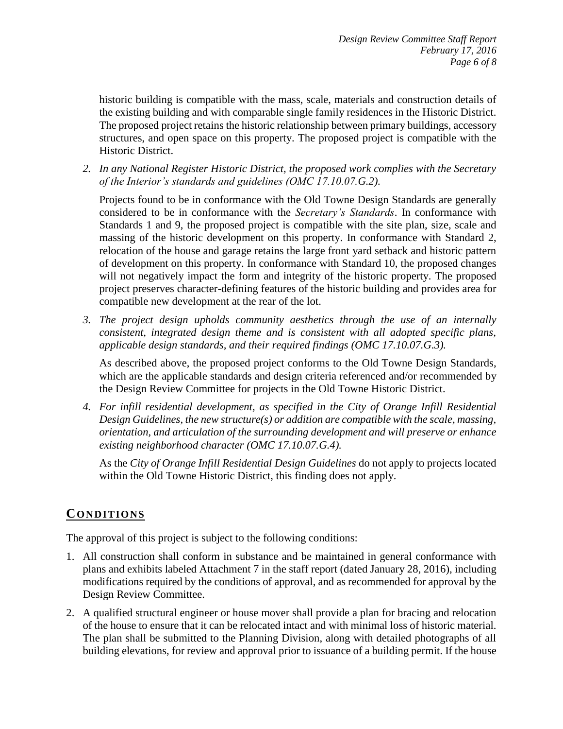historic building is compatible with the mass, scale, materials and construction details of the existing building and with comparable single family residences in the Historic District. The proposed project retains the historic relationship between primary buildings, accessory structures, and open space on this property. The proposed project is compatible with the Historic District.

2. *In any National Register Historic District, the proposed work complies with the Secretary of the Interior's standards and guidelines (OMC 17.10.07.G.2).*

   Projects found to be in conformance with the Old Towne Design Standards are generally considered to be in conformance with the *Secretary's Standards*. In conformance with Standards 1 and 9, the proposed project is compatible with the site plan, size, scale and massing of the historic development on this property. In conformance with Standard 2, relocation of the house and garage retains the large front yard setback and historic pattern of development on this property. In conformance with Standard 10, the proposed changes will not negatively impact the form and integrity of the historic property. The proposed project preserves character-defining features of the historic building and provides area for compatible new development at the rear of the lot.

3. *The project design upholds community aesthetics through the use of an internally consistent, integrated design theme and is consistent with all adopted specific plans, applicable design standards, and their required findings (OMC 17.10.07.G.3).*

   As described above, the proposed project conforms to the Old Towne Design Standards, which are the applicable standards and design criteria referenced and/or recommended by the Design Review Committee for projects in the Old Towne Historic District.

4. *For infill residential development, as specified in the City of Orange Infill Residential Design Guidelines, the new structure(s) or addition are compatible with the scale, massing, orientation, and articulation of the surrounding development and will preserve or enhance existing neighborhood character (OMC 17.10.07.G.4).*

   As the *City of Orange Infill Residential Design Guidelines* do not apply to projects located within the Old Towne Historic District, this finding does not apply.

## CONDITIONS

The approval of this project is subject to the following conditions:

1. All construction shall conform in substance and be maintained in general conformance with plans and exhibits labeled Attachment 7 in the staff report (dated January 28, 2016), including modifications required by the conditions of approval, and as recommended for approval by the Design Review Committee.
2. A qualified structural engineer or house mover shall provide a plan for bracing and relocation of the house to ensure that it can be relocated intact and with minimal loss of historic material. The plan shall be submitted to the Planning Division, along with detailed photographs of all building elevations, for review and approval prior to issuance of a building permit. If the house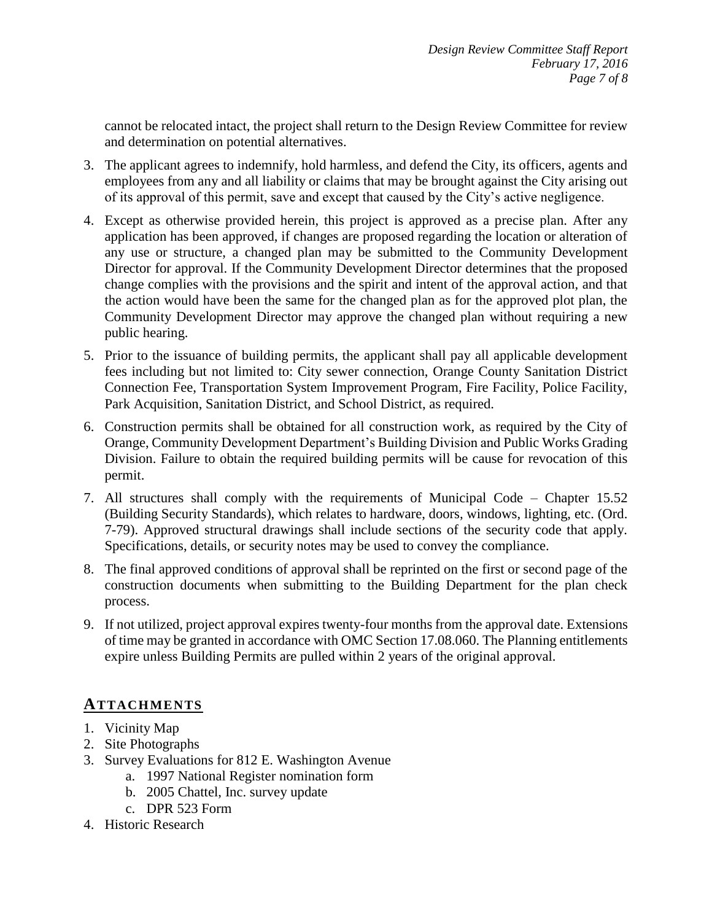cannot be relocated intact, the project shall return to the Design Review Committee for review and determination on potential alternatives.

3. The applicant agrees to indemnify, hold harmless, and defend the City, its officers, agents and employees from any and all liability or claims that may be brought against the City arising out of its approval of this permit, save and except that caused by the City's active negligence.
4. Except as otherwise provided herein, this project is approved as a precise plan. After any application has been approved, if changes are proposed regarding the location or alteration of any use or structure, a changed plan may be submitted to the Community Development Director for approval. If the Community Development Director determines that the proposed change complies with the provisions and the spirit and intent of the approval action, and that the action would have been the same for the changed plan as for the approved plot plan, the Community Development Director may approve the changed plan without requiring a new public hearing.
5. Prior to the issuance of building permits, the applicant shall pay all applicable development fees including but not limited to: City sewer connection, Orange County Sanitation District Connection Fee, Transportation System Improvement Program, Fire Facility, Police Facility, Park Acquisition, Sanitation District, and School District, as required.
6. Construction permits shall be obtained for all construction work, as required by the City of Orange, Community Development Department's Building Division and Public Works Grading Division. Failure to obtain the required building permits will be cause for revocation of this permit.
7. All structures shall comply with the requirements of Municipal Code – Chapter 15.52 (Building Security Standards), which relates to hardware, doors, windows, lighting, etc. (Ord. 7-79). Approved structural drawings shall include sections of the security code that apply. Specifications, details, or security notes may be used to convey the compliance.
8. The final approved conditions of approval shall be reprinted on the first or second page of the construction documents when submitting to the Building Department for the plan check process.
9. If not utilized, project approval expires twenty-four months from the approval date. Extensions of time may be granted in accordance with OMC Section 17.08.060. The Planning entitlements expire unless Building Permits are pulled within 2 years of the original approval.

## ATTACHMENTS

1. Vicinity Map
2. Site Photographs
3. Survey Evaluations for 812 E. Washington Avenue
    a. 1997 National Register nomination form
    b. 2005 Chattel, Inc. survey update
    c. DPR 523 Form
4. Historic Research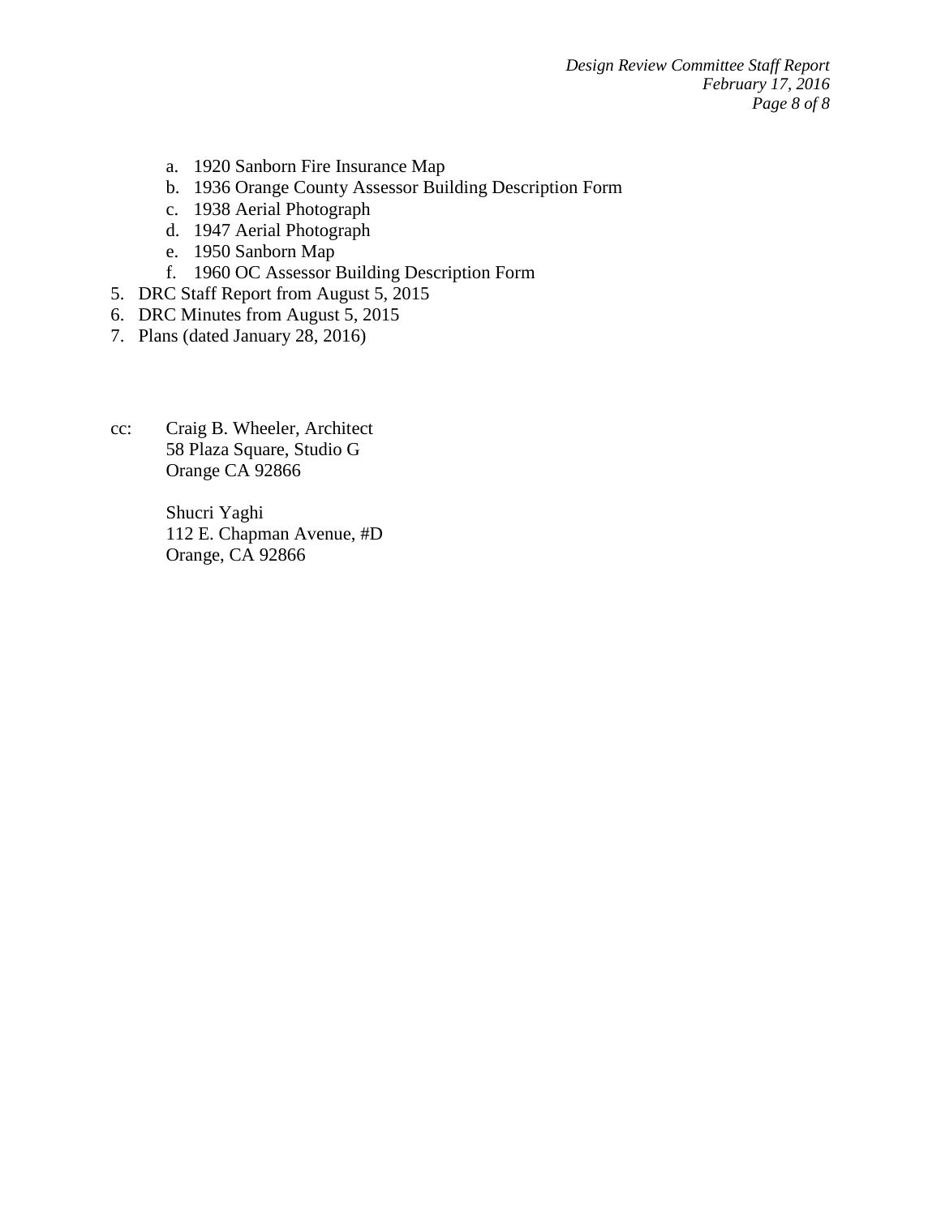a. 1920 Sanborn Fire Insurance Map
   b. 1936 Orange County Assessor Building Description Form
   c. 1938 Aerial Photograph
   d. 1947 Aerial Photograph
   e. 1950 Sanborn Map
   f. 1960 OC Assessor Building Description Form
5. DRC Staff Report from August 5, 2015
6. DRC Minutes from August 5, 2015
7. Plans (dated January 28, 2016)

cc: Craig B. Wheeler, Architect
58 Plaza Square, Studio G
Orange CA 92866

Shucri Yaghi
112 E. Chapman Avenue, #D
Orange, CA 92866